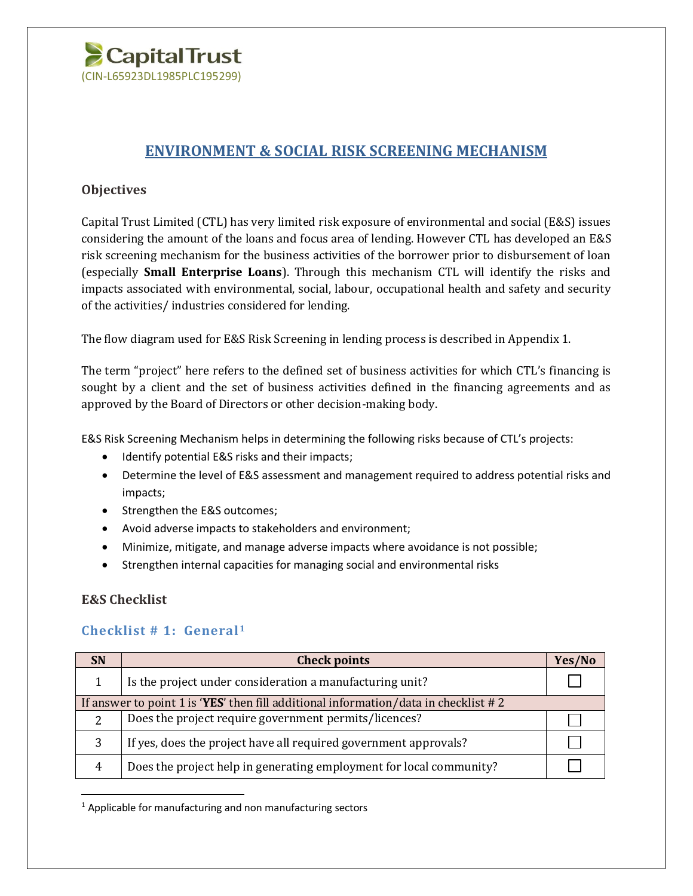Capital Trust
(CIN-L65923DL1985PLC195299)

# ENVIRONMENT & SOCIAL RISK SCREENING MECHANISM

## Objectives

Capital Trust Limited (CTL) has very limited risk exposure of environmental and social (E&S) issues considering the amount of the loans and focus area of lending. However CTL has developed an E&S risk screening mechanism for the business activities of the borrower prior to disbursement of loan (especially **Small Enterprise Loans**). Through this mechanism CTL will identify the risks and impacts associated with environmental, social, labour, occupational health and safety and security of the activities/ industries considered for lending.

The flow diagram used for E&S Risk Screening in lending process is described in Appendix 1.

The term "project" here refers to the defined set of business activities for which CTL's financing is sought by a client and the set of business activities defined in the financing agreements and as approved by the Board of Directors or other decision-making body.

E&S Risk Screening Mechanism helps in determining the following risks because of CTL's projects:

- Identify potential E&S risks and their impacts;
- Determine the level of E&S assessment and management required to address potential risks and impacts;
- Strengthen the E&S outcomes;
- Avoid adverse impacts to stakeholders and environment;
- Minimize, mitigate, and manage adverse impacts where avoidance is not possible;
- Strengthen internal capacities for managing social and environmental risks

## E&S Checklist

### Checklist # 1: General[1]

| SN | Check points | Yes/No |
|---|---|---|
| 1 | Is the project under consideration a manufacturing unit? | ☐ |
| If answer to point 1 is '**YES**' then fill additional information/data in checklist # 2 | | |
| 2 | Does the project require government permits/licences? | ☐ |
| 3 | If yes, does the project have all required government approvals? | ☐ |
| 4 | Does the project help in generating employment for local community? | ☐ |

[1] Applicable for manufacturing and non manufacturing sectors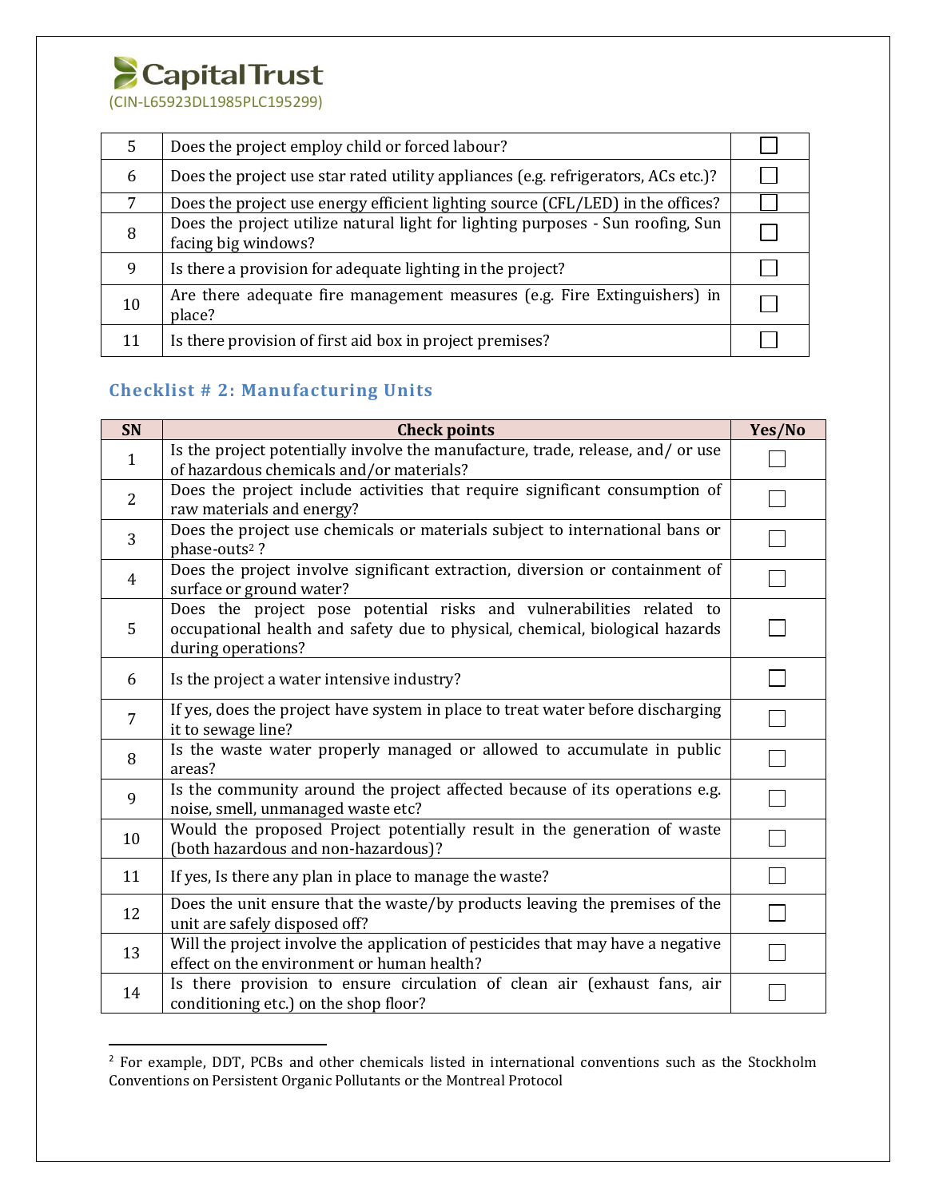| | | |
|---|---|---|
| 5 | Does the project employ child or forced labour? | ☐ |
| 6 | Does the project use star rated utility appliances (e.g. refrigerators, ACs etc.)? | ☐ |
| 7 | Does the project use energy efficient lighting source (CFL/LED) in the offices? | ☐ |
| 8 | Does the project utilize natural light for lighting purposes - Sun roofing, Sun facing big windows? | ☐ |
| 9 | Is there a provision for adequate lighting in the project? | ☐ |
| 10 | Are there adequate fire management measures (e.g. Fire Extinguishers) in place? | ☐ |
| 11 | Is there provision of first aid box in project premises? | ☐ |

## Checklist # 2: Manufacturing Units

| SN | Check points | Yes/No |
|---|---|---|
| 1 | Is the project potentially involve the manufacture, trade, release, and/ or use of hazardous chemicals and/or materials? | ☐ |
| 2 | Does the project include activities that require significant consumption of raw materials and energy? | ☐ |
| 3 | Does the project use chemicals or materials subject to international bans or phase-outs[2] ? | ☐ |
| 4 | Does the project involve significant extraction, diversion or containment of surface or ground water? | ☐ |
| 5 | Does the project pose potential risks and vulnerabilities related to occupational health and safety due to physical, chemical, biological hazards during operations? | ☐ |
| 6 | Is the project a water intensive industry? | ☐ |
| 7 | If yes, does the project have system in place to treat water before discharging it to sewage line? | ☐ |
| 8 | Is the waste water properly managed or allowed to accumulate in public areas? | ☐ |
| 9 | Is the community around the project affected because of its operations e.g. noise, smell, unmanaged waste etc? | ☐ |
| 10 | Would the proposed Project potentially result in the generation of waste (both hazardous and non-hazardous)? | ☐ |
| 11 | If yes, Is there any plan in place to manage the waste? | ☐ |
| 12 | Does the unit ensure that the waste/by products leaving the premises of the unit are safely disposed off? | ☐ |
| 13 | Will the project involve the application of pesticides that may have a negative effect on the environment or human health? | ☐ |
| 14 | Is there provision to ensure circulation of clean air (exhaust fans, air conditioning etc.) on the shop floor? | ☐ |

[2] For example, DDT, PCBs and other chemicals listed in international conventions such as the Stockholm Conventions on Persistent Organic Pollutants or the Montreal Protocol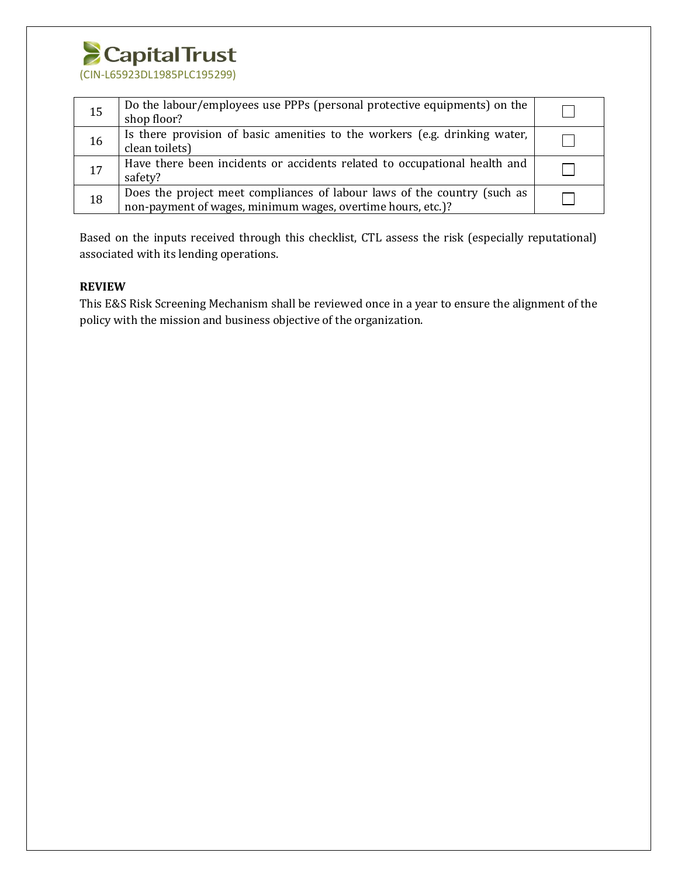| | | |
|---|---|---|
| 15 | Do the labour/employees use PPPs (personal protective equipments) on the shop floor? | ☐ |
| 16 | Is there provision of basic amenities to the workers (e.g. drinking water, clean toilets) | ☐ |
| 17 | Have there been incidents or accidents related to occupational health and safety? | ☐ |
| 18 | Does the project meet compliances of labour laws of the country (such as non-payment of wages, minimum wages, overtime hours, etc.)? | ☐ |

Based on the inputs received through this checklist, CTL assess the risk (especially reputational) associated with its lending operations.

**REVIEW**

This E&S Risk Screening Mechanism shall be reviewed once in a year to ensure the alignment of the policy with the mission and business objective of the organization.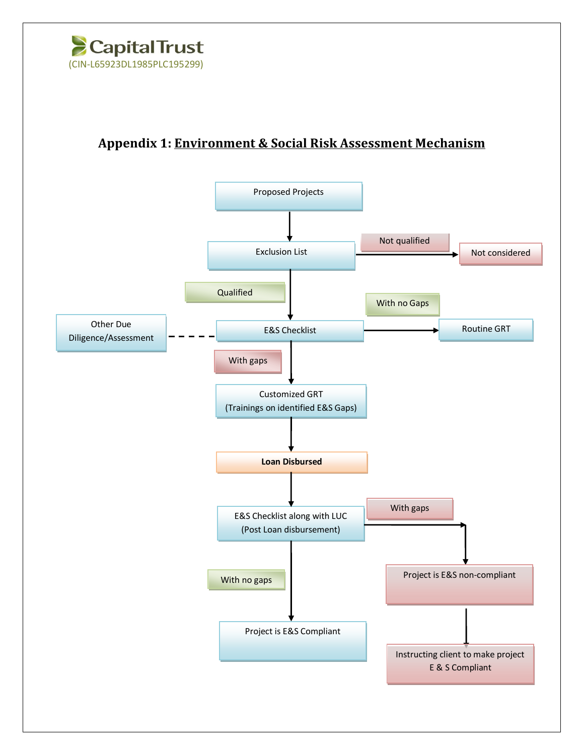Capital Trust
(CIN-L65923DL1985PLC195299)

## Appendix 1: Environment & Social Risk Assessment Mechanism

Proposed Projects

Exclusion List

Not qualified

Not considered

Qualified

With no Gaps

Other Due Diligence/Assessment

E&S Checklist

Routine GRT

With gaps

Customized GRT (Trainings on identified E&S Gaps)

**Loan Disbursed**

With gaps

E&S Checklist along with LUC (Post Loan disbursement)

Project is E&S non-compliant

With no gaps

Project is E&S Compliant

Instructing client to make project E & S Compliant